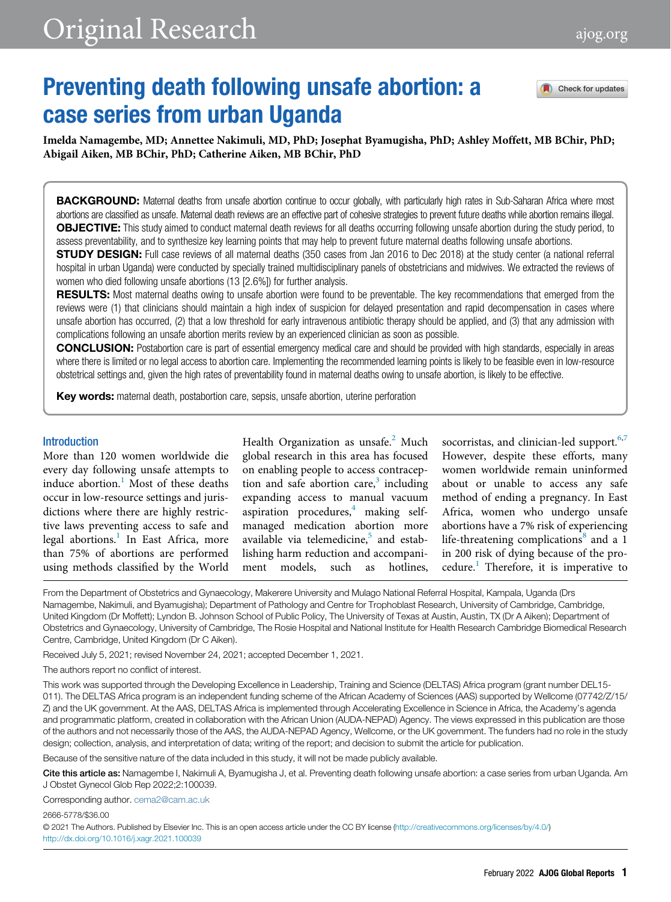# Preventing death following unsafe abortion: a case series from urban Uganda

**Imelda Namagembe, MD; Annettee Nakimuli, MD, PhD; Josephat Byamugisha, PhD; Ashley Moffett, MB BChir, PhD; Abigail Aiken, MB BChir, PhD; Catherine Aiken, MB BChir, PhD**

**BACKGROUND:** Maternal deaths from unsafe abortion continue to occur globally, with particularly high rates in Sub-Saharan Africa where most abortions are classified as unsafe. Maternal death reviews are an effective part of cohesive strategies to prevent future deaths while abortion remains illegal.

**OBJECTIVE:** This study aimed to conduct maternal death reviews for all deaths occurring following unsafe abortion during the study period, to assess preventability, and to synthesize key learning points that may help to prevent future maternal deaths following unsafe abortions.

**STUDY DESIGN:** Full case reviews of all maternal deaths (350 cases from Jan 2016 to Dec 2018) at the study center (a national referral hospital in urban Uganda) were conducted by specially trained multidisciplinary panels of obstetricians and midwives. We extracted the reviews of women who died following unsafe abortions (13 [2.6%]) for further analysis.

**RESULTS:** Most maternal deaths owing to unsafe abortion were found to be preventable. The key recommendations that emerged from the reviews were (1) that clinicians should maintain a high index of suspicion for delayed presentation and rapid decompensation in cases where unsafe abortion has occurred, (2) that a low threshold for early intravenous antibiotic therapy should be applied, and (3) that any admission with complications following an unsafe abortion merits review by an experienced clinician as soon as possible.

**CONCLUSION:** Postabortion care is part of essential emergency medical care and should be provided with high standards, especially in areas where there is limited or no legal access to abortion care. Implementing the recommended learning points is likely to be feasible even in low-resource obstetrical settings and, given the high rates of preventability found in maternal deaths owing to unsafe abortion, is likely to be effective.

**Key words:** maternal death, postabortion care, sepsis, unsafe abortion, uterine perforation

## Introduction

More than 120 women worldwide die every day following unsafe attempts to induce abortion.[1] Most of these deaths occur in low-resource settings and jurisdictions where there are highly restrictive laws preventing access to safe and legal abortions.[1] In East Africa, more than 75% of abortions are performed using methods classified by the World Health Organization as unsafe.[2] Much global research in this area has focused on enabling people to access contraception and safe abortion care,[3] including expanding access to manual vacuum aspiration procedures,[4] making self-managed medication abortion more available via telemedicine,[5] and establishing harm reduction and accompaniment models, such as hotlines, socorristas, and clinician-led support.[6,7] However, despite these efforts, many women worldwide remain uninformed about or unable to access any safe method of ending a pregnancy. In East Africa, women who undergo unsafe abortions have a 7% risk of experiencing life-threatening complications[8] and a 1 in 200 risk of dying because of the procedure.[1] Therefore, it is imperative to

From the Department of Obstetrics and Gynaecology, Makerere University and Mulago National Referral Hospital, Kampala, Uganda (Drs Namagembe, Nakimuli, and Byamugisha); Department of Pathology and Centre for Trophoblast Research, University of Cambridge, Cambridge, United Kingdom (Dr Moffett); Lyndon B. Johnson School of Public Policy, The University of Texas at Austin, Austin, TX (Dr A Aiken); Department of Obstetrics and Gynaecology, University of Cambridge, The Rosie Hospital and National Institute for Health Research Cambridge Biomedical Research Centre, Cambridge, United Kingdom (Dr C Aiken).

Received July 5, 2021; revised November 24, 2021; accepted December 1, 2021.

The authors report no conflict of interest.

This work was supported through the Developing Excellence in Leadership, Training and Science (DELTAS) Africa program (grant number DEL15-011). The DELTAS Africa program is an independent funding scheme of the African Academy of Sciences (AAS) supported by Wellcome (07742/Z/15/Z) and the UK government. At the AAS, DELTAS Africa is implemented through Accelerating Excellence in Science in Africa, the Academy's agenda and programmatic platform, created in collaboration with the African Union (AUDA-NEPAD) Agency. The views expressed in this publication are those of the authors and not necessarily those of the AAS, the AUDA-NEPAD Agency, Wellcome, or the UK government. The funders had no role in the study design; collection, analysis, and interpretation of data; writing of the report; and decision to submit the article for publication.

Because of the sensitive nature of the data included in this study, it will not be made publicly available.

**Cite this article as:** Namagembe I, Nakimuli A, Byamugisha J, et al. Preventing death following unsafe abortion: a case series from urban Uganda. Am J Obstet Gynecol Glob Rep 2022;2:100039.

Corresponding author. cema2@cam.ac.uk

2666-5778/$36.00

© 2021 The Authors. Published by Elsevier Inc. This is an open access article under the CC BY license (http://creativecommons.org/licenses/by/4.0/)

http://dx.doi.org/10.1016/j.xagr.2021.100039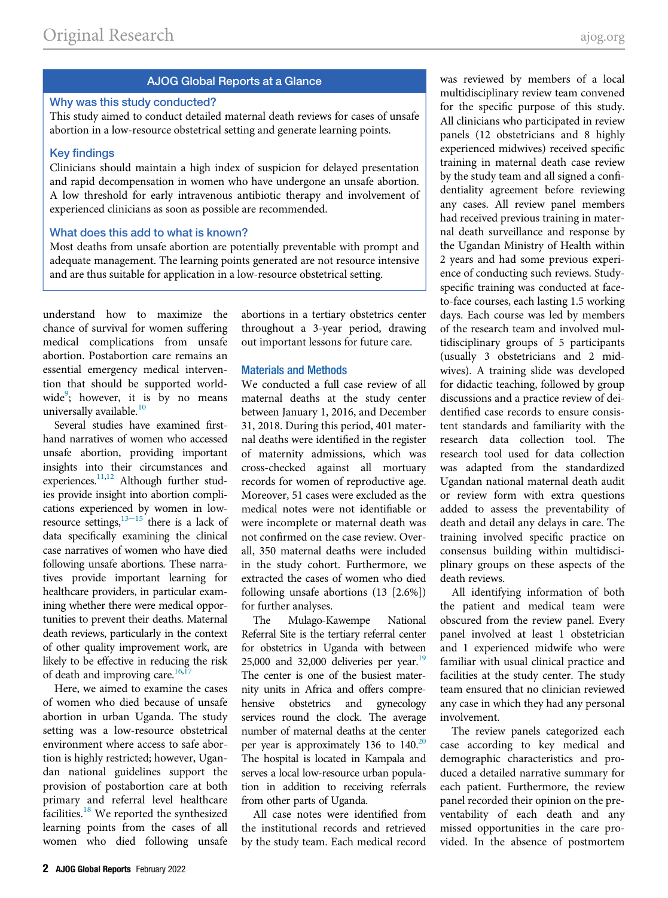## AJOG Global Reports at a Glance

### Why was this study conducted?

This study aimed to conduct detailed maternal death reviews for cases of unsafe abortion in a low-resource obstetrical setting and generate learning points.

### Key findings

Clinicians should maintain a high index of suspicion for delayed presentation and rapid decompensation in women who have undergone an unsafe abortion. A low threshold for early intravenous antibiotic therapy and involvement of experienced clinicians as soon as possible are recommended.

### What does this add to what is known?

Most deaths from unsafe abortion are potentially preventable with prompt and adequate management. The learning points generated are not resource intensive and are thus suitable for application in a low-resource obstetrical setting.

understand how to maximize the chance of survival for women suffering medical complications from unsafe abortion. Postabortion care remains an essential emergency medical intervention that should be supported worldwide[9]; however, it is by no means universally available.[10]

Several studies have examined firsthand narratives of women who accessed unsafe abortion, providing important insights into their circumstances and experiences.[11,12] Although further studies provide insight into abortion complications experienced by women in low-resource settings,[13–15] there is a lack of data specifically examining the clinical case narratives of women who have died following unsafe abortions. These narratives provide important learning for healthcare providers, in particular examining whether there were medical opportunities to prevent their deaths. Maternal death reviews, particularly in the context of other quality improvement work, are likely to be effective in reducing the risk of death and improving care.[16,17]

Here, we aimed to examine the cases of women who died because of unsafe abortion in urban Uganda. The study setting was a low-resource obstetrical environment where access to safe abortion is highly restricted; however, Ugandan national guidelines support the provision of postabortion care at both primary and referral level healthcare facilities.[18] We reported the synthesized learning points from the cases of all women who died following unsafe abortions in a tertiary obstetrics center throughout a 3-year period, drawing out important lessons for future care.

## Materials and Methods

We conducted a full case review of all maternal deaths at the study center between January 1, 2016, and December 31, 2018. During this period, 401 maternal deaths were identified in the register of maternity admissions, which was cross-checked against all mortuary records for women of reproductive age. Moreover, 51 cases were excluded as the medical notes were not identifiable or were incomplete or maternal death was not confirmed on the case review. Overall, 350 maternal deaths were included in the study cohort. Furthermore, we extracted the cases of women who died following unsafe abortions (13 [2.6%]) for further analyses.

The Mulago-Kawempe National Referral Site is the tertiary referral center for obstetrics in Uganda with between 25,000 and 32,000 deliveries per year.[19] The center is one of the busiest maternity units in Africa and offers comprehensive obstetrics and gynecology services round the clock. The average number of maternal deaths at the center per year is approximately 136 to 140.[20] The hospital is located in Kampala and serves a local low-resource urban population in addition to receiving referrals from other parts of Uganda.

All case notes were identified from the institutional records and retrieved by the study team. Each medical record was reviewed by members of a local multidisciplinary review team convened for the specific purpose of this study. All clinicians who participated in review panels (12 obstetricians and 8 highly experienced midwives) received specific training in maternal death case review by the study team and all signed a confidentiality agreement before reviewing any cases. All review panel members had received previous training in maternal death surveillance and response by the Ugandan Ministry of Health within 2 years and had some previous experience of conducting such reviews. Study-specific training was conducted at face-to-face courses, each lasting 1.5 working days. Each course was led by members of the research team and involved multidisciplinary groups of 5 participants (usually 3 obstetricians and 2 midwives). A training slide was developed for didactic teaching, followed by group discussions and a practice review of deidentified case records to ensure consistent standards and familiarity with the research data collection tool. The research tool used for data collection was adapted from the standardized Ugandan national maternal death audit or review form with extra questions added to assess the preventability of death and detail any delays in care. The training involved specific practice on consensus building within multidisciplinary groups on these aspects of the death reviews.

All identifying information of both the patient and medical team were obscured from the review panel. Every panel involved at least 1 obstetrician and 1 experienced midwife who were familiar with usual clinical practice and facilities at the study center. The study team ensured that no clinician reviewed any case in which they had any personal involvement.

The review panels categorized each case according to key medical and demographic characteristics and produced a detailed narrative summary for each patient. Furthermore, the review panel recorded their opinion on the preventability of each death and any missed opportunities in the care provided. In the absence of postmortem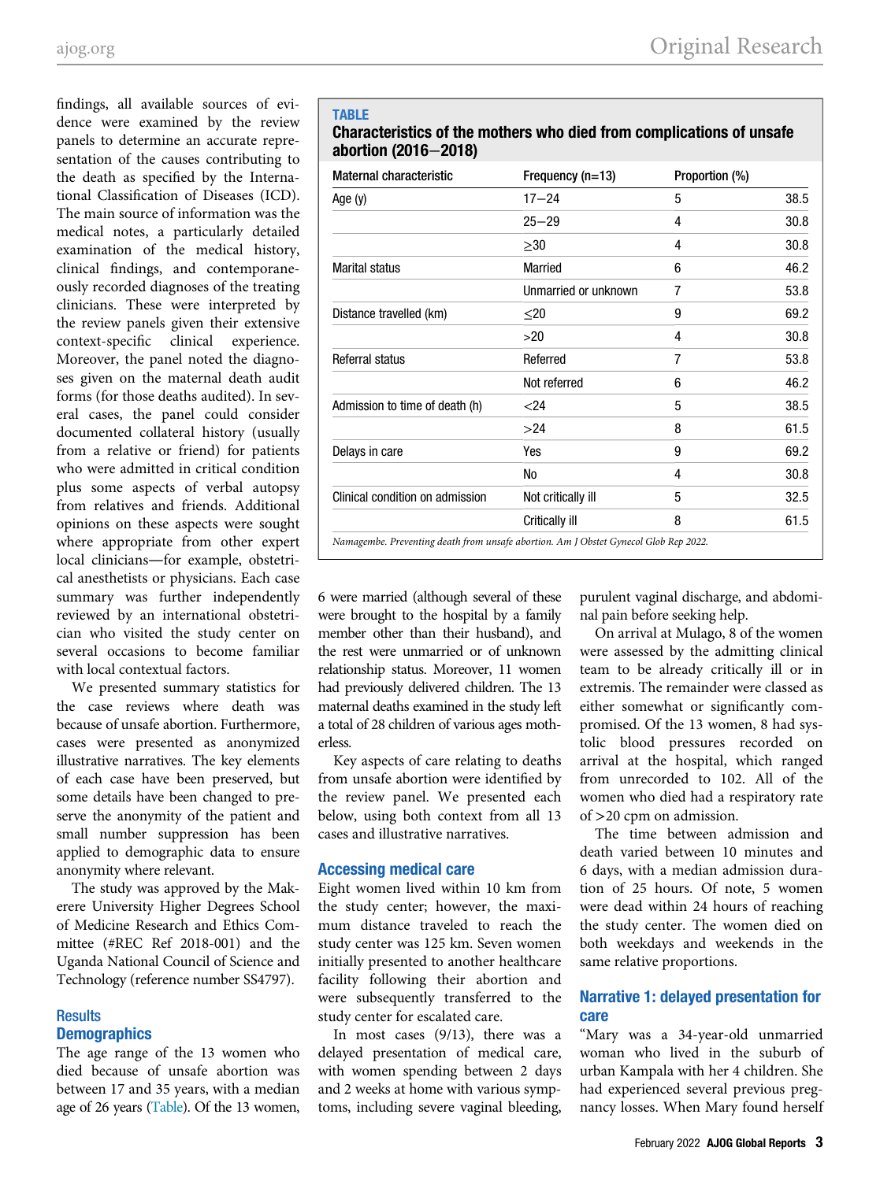findings, all available sources of evidence were examined by the review panels to determine an accurate representation of the causes contributing to the death as specified by the International Classification of Diseases (ICD). The main source of information was the medical notes, a particularly detailed examination of the medical history, clinical findings, and contemporaneously recorded diagnoses of the treating clinicians. These were interpreted by the review panels given their extensive context-specific clinical experience. Moreover, the panel noted the diagnoses given on the maternal death audit forms (for those deaths audited). In several cases, the panel could consider documented collateral history (usually from a relative or friend) for patients who were admitted in critical condition plus some aspects of verbal autopsy from relatives and friends. Additional opinions on these aspects were sought where appropriate from other expert local clinicians—for example, obstetrical anesthetists or physicians. Each case summary was further independently reviewed by an international obstetrician who visited the study center on several occasions to become familiar with local contextual factors.

We presented summary statistics for the case reviews where death was because of unsafe abortion. Furthermore, cases were presented as anonymized illustrative narratives. The key elements of each case have been preserved, but some details have been changed to preserve the anonymity of the patient and small number suppression has been applied to demographic data to ensure anonymity where relevant.

The study was approved by the Makerere University Higher Degrees School of Medicine Research and Ethics Committee (#REC Ref 2018-001) and the Uganda National Council of Science and Technology (reference number SS4797).

**TABLE**
**Characteristics of the mothers who died from complications of unsafe abortion (2016–2018)**

| Maternal characteristic | Frequency (n=13) | | Proportion (%) |
|---|---|---|---|
| Age (y) | 17–24 | 5 | 38.5 |
| | 25–29 | 4 | 30.8 |
| | ≥30 | 4 | 30.8 |
| Marital status | Married | 6 | 46.2 |
| | Unmarried or unknown | 7 | 53.8 |
| Distance travelled (km) | ≤20 | 9 | 69.2 |
| | >20 | 4 | 30.8 |
| Referral status | Referred | 7 | 53.8 |
| | Not referred | 6 | 46.2 |
| Admission to time of death (h) | <24 | 5 | 38.5 |
| | >24 | 8 | 61.5 |
| Delays in care | Yes | 9 | 69.2 |
| | No | 4 | 30.8 |
| Clinical condition on admission | Not critically ill | 5 | 32.5 |
| | Critically ill | 8 | 61.5 |

*Namagembe. Preventing death from unsafe abortion. Am J Obstet Gynecol Glob Rep 2022.*

## Results

### Demographics

The age range of the 13 women who died because of unsafe abortion was between 17 and 35 years, with a median age of 26 years (Table). Of the 13 women, 6 were married (although several of these were brought to the hospital by a family member other than their husband), and the rest were unmarried or of unknown relationship status. Moreover, 11 women had previously delivered children. The 13 maternal deaths examined in the study left a total of 28 children of various ages motherless.

Key aspects of care relating to deaths from unsafe abortion were identified by the review panel. We presented each below, using both context from all 13 cases and illustrative narratives.

### Accessing medical care

Eight women lived within 10 km from the study center; however, the maximum distance traveled to reach the study center was 125 km. Seven women initially presented to another healthcare facility following their abortion and were subsequently transferred to the study center for escalated care.

In most cases (9/13), there was a delayed presentation of medical care, with women spending between 2 days and 2 weeks at home with various symptoms, including severe vaginal bleeding, purulent vaginal discharge, and abdominal pain before seeking help.

On arrival at Mulago, 8 of the women were assessed by the admitting clinical team to be already critically ill or in extremis. The remainder were classed as either somewhat or significantly compromised. Of the 13 women, 8 had systolic blood pressures recorded on arrival at the hospital, which ranged from unrecorded to 102. All of the women who died had a respiratory rate of >20 cpm on admission.

The time between admission and death varied between 10 minutes and 6 days, with a median admission duration of 25 hours. Of note, 5 women were dead within 24 hours of reaching the study center. The women died on both weekdays and weekends in the same relative proportions.

### Narrative 1: delayed presentation for care

"Mary was a 34-year-old unmarried woman who lived in the suburb of urban Kampala with her 4 children. She had experienced several previous pregnancy losses. When Mary found herself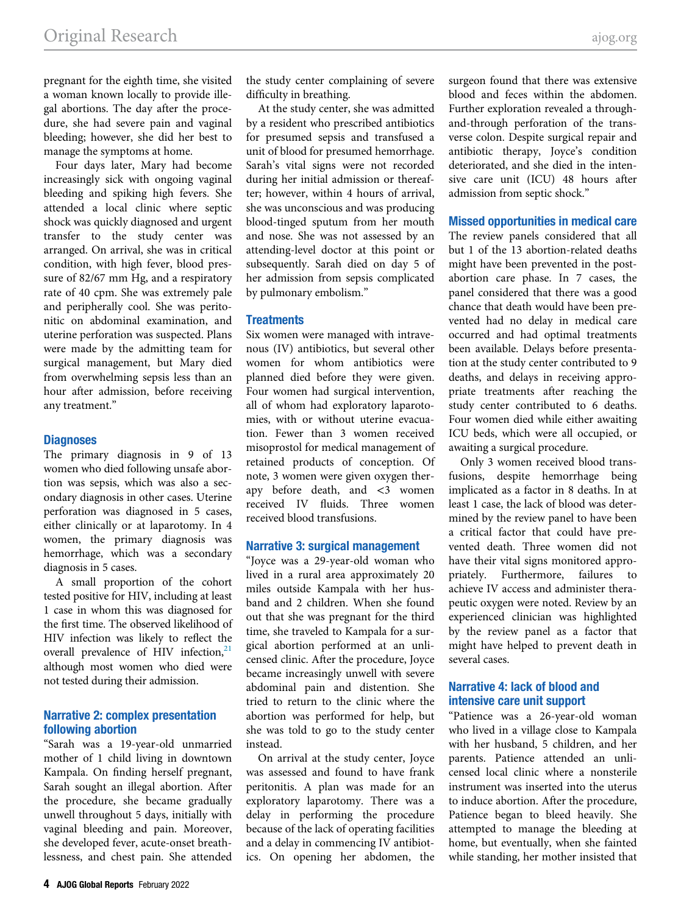pregnant for the eighth time, she visited a woman known locally to provide illegal abortions. The day after the procedure, she had severe pain and vaginal bleeding; however, she did her best to manage the symptoms at home.

Four days later, Mary had become increasingly sick with ongoing vaginal bleeding and spiking high fevers. She attended a local clinic where septic shock was quickly diagnosed and urgent transfer to the study center was arranged. On arrival, she was in critical condition, with high fever, blood pressure of 82/67 mm Hg, and a respiratory rate of 40 cpm. She was extremely pale and peripherally cool. She was peritonitic on abdominal examination, and uterine perforation was suspected. Plans were made by the admitting team for surgical management, but Mary died from overwhelming sepsis less than an hour after admission, before receiving any treatment."

### Diagnoses

The primary diagnosis in 9 of 13 women who died following unsafe abortion was sepsis, which was also a secondary diagnosis in other cases. Uterine perforation was diagnosed in 5 cases, either clinically or at laparotomy. In 4 women, the primary diagnosis was hemorrhage, which was a secondary diagnosis in 5 cases.

A small proportion of the cohort tested positive for HIV, including at least 1 case in whom this was diagnosed for the first time. The observed likelihood of HIV infection was likely to reflect the overall prevalence of HIV infection,[21] although most women who died were not tested during their admission.

### Narrative 2: complex presentation following abortion

"Sarah was a 19-year-old unmarried mother of 1 child living in downtown Kampala. On finding herself pregnant, Sarah sought an illegal abortion. After the procedure, she became gradually unwell throughout 5 days, initially with vaginal bleeding and pain. Moreover, she developed fever, acute-onset breathlessness, and chest pain. She attended the study center complaining of severe difficulty in breathing.

At the study center, she was admitted by a resident who prescribed antibiotics for presumed sepsis and transfused a unit of blood for presumed hemorrhage. Sarah's vital signs were not recorded during her initial admission or thereafter; however, within 4 hours of arrival, she was unconscious and was producing blood-tinged sputum from her mouth and nose. She was not assessed by an attending-level doctor at this point or subsequently. Sarah died on day 5 of her admission from sepsis complicated by pulmonary embolism."

### Treatments

Six women were managed with intravenous (IV) antibiotics, but several other women for whom antibiotics were planned died before they were given. Four women had surgical intervention, all of whom had exploratory laparotomies, with or without uterine evacuation. Fewer than 3 women received misoprostol for medical management of retained products of conception. Of note, 3 women were given oxygen therapy before death, and <3 women received IV fluids. Three women received blood transfusions.

### Narrative 3: surgical management

"Joyce was a 29-year-old woman who lived in a rural area approximately 20 miles outside Kampala with her husband and 2 children. When she found out that she was pregnant for the third time, she traveled to Kampala for a surgical abortion performed at an unlicensed clinic. After the procedure, Joyce became increasingly unwell with severe abdominal pain and distention. She tried to return to the clinic where the abortion was performed for help, but she was told to go to the study center instead.

On arrival at the study center, Joyce was assessed and found to have frank peritonitis. A plan was made for an exploratory laparotomy. There was a delay in performing the procedure because of the lack of operating facilities and a delay in commencing IV antibiotics. On opening her abdomen, the surgeon found that there was extensive blood and feces within the abdomen. Further exploration revealed a through-and-through perforation of the transverse colon. Despite surgical repair and antibiotic therapy, Joyce's condition deteriorated, and she died in the intensive care unit (ICU) 48 hours after admission from septic shock."

### Missed opportunities in medical care

The review panels considered that all but 1 of the 13 abortion-related deaths might have been prevented in the post-abortion care phase. In 7 cases, the panel considered that there was a good chance that death would have been prevented had no delay in medical care occurred and had optimal treatments been available. Delays before presentation at the study center contributed to 9 deaths, and delays in receiving appropriate treatments after reaching the study center contributed to 6 deaths. Four women died while either awaiting ICU beds, which were all occupied, or awaiting a surgical procedure.

Only 3 women received blood transfusions, despite hemorrhage being implicated as a factor in 8 deaths. In at least 1 case, the lack of blood was determined by the review panel to have been a critical factor that could have prevented death. Three women did not have their vital signs monitored appropriately. Furthermore, failures to achieve IV access and administer therapeutic oxygen were noted. Review by an experienced clinician was highlighted by the review panel as a factor that might have helped to prevent death in several cases.

### Narrative 4: lack of blood and intensive care unit support

"Patience was a 26-year-old woman who lived in a village close to Kampala with her husband, 5 children, and her parents. Patience attended an unlicensed local clinic where a nonsterile instrument was inserted into the uterus to induce abortion. After the procedure, Patience began to bleed heavily. She attempted to manage the bleeding at home, but eventually, when she fainted while standing, her mother insisted that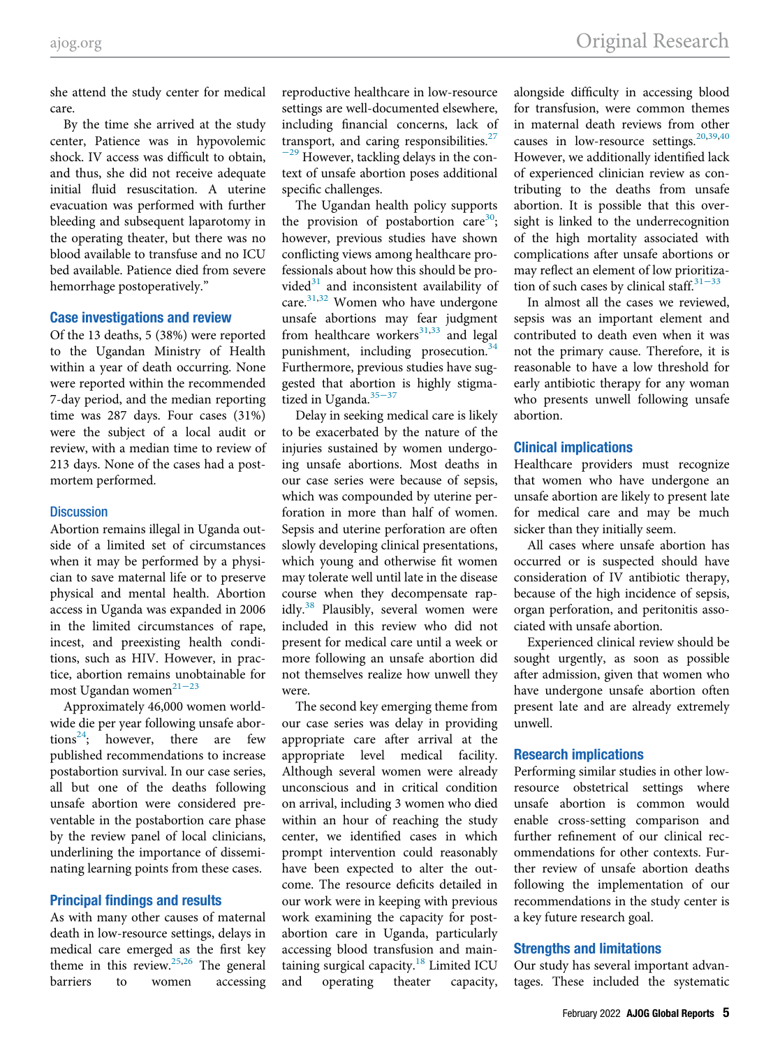she attend the study center for medical care.

By the time she arrived at the study center, Patience was in hypovolemic shock. IV access was difficult to obtain, and thus, she did not receive adequate initial fluid resuscitation. A uterine evacuation was performed with further bleeding and subsequent laparotomy in the operating theater, but there was no blood available to transfuse and no ICU bed available. Patience died from severe hemorrhage postoperatively."

### Case investigations and review

Of the 13 deaths, 5 (38%) were reported to the Ugandan Ministry of Health within a year of death occurring. None were reported within the recommended 7-day period, and the median reporting time was 287 days. Four cases (31%) were the subject of a local audit or review, with a median time to review of 213 days. None of the cases had a postmortem performed.

## Discussion

Abortion remains illegal in Uganda outside of a limited set of circumstances when it may be performed by a physician to save maternal life or to preserve physical and mental health. Abortion access in Uganda was expanded in 2006 in the limited circumstances of rape, incest, and preexisting health conditions, such as HIV. However, in practice, abortion remains unobtainable for most Ugandan women[21−23]

Approximately 46,000 women worldwide die per year following unsafe abortions[24]; however, there are few published recommendations to increase postabortion survival. In our case series, all but one of the deaths following unsafe abortion were considered preventable in the postabortion care phase by the review panel of local clinicians, underlining the importance of disseminating learning points from these cases.

### Principal findings and results

As with many other causes of maternal death in low-resource settings, delays in medical care emerged as the first key theme in this review.[25,26] The general barriers to women accessing reproductive healthcare in low-resource settings are well-documented elsewhere, including financial concerns, lack of transport, and caring responsibilities.[27−29] However, tackling delays in the context of unsafe abortion poses additional specific challenges.

The Ugandan health policy supports the provision of postabortion care[30]; however, previous studies have shown conflicting views among healthcare professionals about how this should be provided[31] and inconsistent availability of care.[31,32] Women who have undergone unsafe abortions may fear judgment from healthcare workers[31,33] and legal punishment, including prosecution.[34] Furthermore, previous studies have suggested that abortion is highly stigmatized in Uganda.[35−37]

Delay in seeking medical care is likely to be exacerbated by the nature of the injuries sustained by women undergoing unsafe abortions. Most deaths in our case series were because of sepsis, which was compounded by uterine perforation in more than half of women. Sepsis and uterine perforation are often slowly developing clinical presentations, which young and otherwise fit women may tolerate well until late in the disease course when they decompensate rapidly.[38] Plausibly, several women were included in this review who did not present for medical care until a week or more following an unsafe abortion did not themselves realize how unwell they were.

The second key emerging theme from our case series was delay in providing appropriate care after arrival at the appropriate level medical facility. Although several women were already unconscious and in critical condition on arrival, including 3 women who died within an hour of reaching the study center, we identified cases in which prompt intervention could reasonably have been expected to alter the outcome. The resource deficits detailed in our work were in keeping with previous work examining the capacity for postabortion care in Uganda, particularly accessing blood transfusion and maintaining surgical capacity.[18] Limited ICU and operating theater capacity, alongside difficulty in accessing blood for transfusion, were common themes in maternal death reviews from other causes in low-resource settings.[20,39,40] However, we additionally identified lack of experienced clinician review as contributing to the deaths from unsafe abortion. It is possible that this oversight is linked to the underrecognition of the high mortality associated with complications after unsafe abortions or may reflect an element of low prioritization of such cases by clinical staff.[31−33]

In almost all the cases we reviewed, sepsis was an important element and contributed to death even when it was not the primary cause. Therefore, it is reasonable to have a low threshold for early antibiotic therapy for any woman who presents unwell following unsafe abortion.

### Clinical implications

Healthcare providers must recognize that women who have undergone an unsafe abortion are likely to present late for medical care and may be much sicker than they initially seem.

All cases where unsafe abortion has occurred or is suspected should have consideration of IV antibiotic therapy, because of the high incidence of sepsis, organ perforation, and peritonitis associated with unsafe abortion.

Experienced clinical review should be sought urgently, as soon as possible after admission, given that women who have undergone unsafe abortion often present late and are already extremely unwell.

### Research implications

Performing similar studies in other low-resource obstetrical settings where unsafe abortion is common would enable cross-setting comparison and further refinement of our clinical recommendations for other contexts. Further review of unsafe abortion deaths following the implementation of our recommendations in the study center is a key future research goal.

### Strengths and limitations

Our study has several important advantages. These included the systematic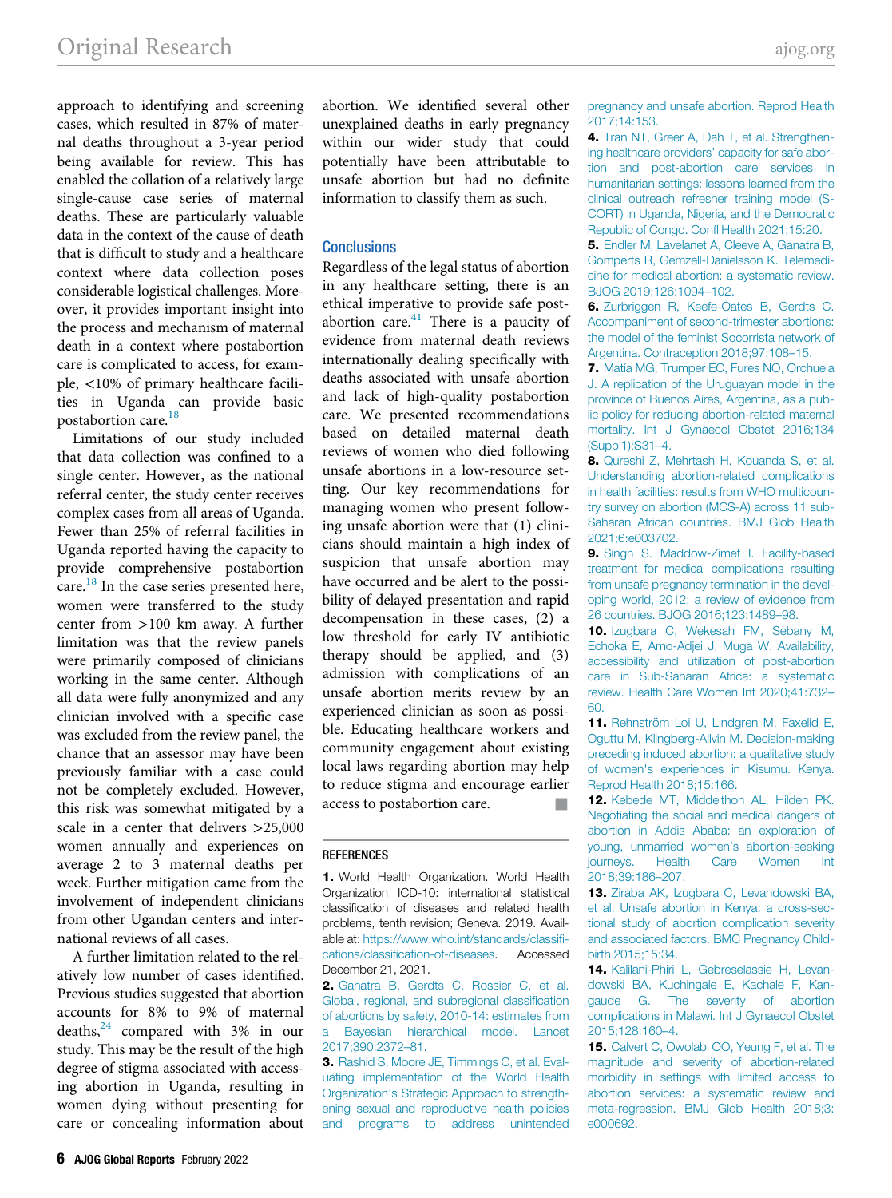approach to identifying and screening cases, which resulted in 87% of maternal deaths throughout a 3-year period being available for review. This has enabled the collation of a relatively large single-cause case series of maternal deaths. These are particularly valuable data in the context of the cause of death that is difficult to study and a healthcare context where data collection poses considerable logistical challenges. Moreover, it provides important insight into the process and mechanism of maternal death in a context where postabortion care is complicated to access, for example, <10% of primary healthcare facilities in Uganda can provide basic postabortion care.[18]

Limitations of our study included that data collection was confined to a single center. However, as the national referral center, the study center receives complex cases from all areas of Uganda. Fewer than 25% of referral facilities in Uganda reported having the capacity to provide comprehensive postabortion care.[18] In the case series presented here, women were transferred to the study center from >100 km away. A further limitation was that the review panels were primarily composed of clinicians working in the same center. Although all data were fully anonymized and any clinician involved with a specific case was excluded from the review panel, the chance that an assessor may have been previously familiar with a case could not be completely excluded. However, this risk was somewhat mitigated by a scale in a center that delivers >25,000 women annually and experiences on average 2 to 3 maternal deaths per week. Further mitigation came from the involvement of independent clinicians from other Ugandan centers and international reviews of all cases.

A further limitation related to the relatively low number of cases identified. Previous studies suggested that abortion accounts for 8% to 9% of maternal deaths,[24] compared with 3% in our study. This may be the result of the high degree of stigma associated with accessing abortion in Uganda, resulting in women dying without presenting for care or concealing information about abortion. We identified several other unexplained deaths in early pregnancy within our wider study that could potentially have been attributable to unsafe abortion but had no definite information to classify them as such.

## Conclusions

Regardless of the legal status of abortion in any healthcare setting, there is an ethical imperative to provide safe postabortion care.[41] There is a paucity of evidence from maternal death reviews internationally dealing specifically with deaths associated with unsafe abortion and lack of high-quality postabortion care. We presented recommendations based on detailed maternal death reviews of women who died following unsafe abortions in a low-resource setting. Our key recommendations for managing women who present following unsafe abortion were that (1) clinicians should maintain a high index of suspicion that unsafe abortion may have occurred and be alert to the possibility of delayed presentation and rapid decompensation in these cases, (2) a low threshold for early IV antibiotic therapy should be applied, and (3) admission with complications of an unsafe abortion merits review by an experienced clinician as soon as possible. Educating healthcare workers and community engagement about existing local laws regarding abortion may help to reduce stigma and encourage earlier access to postabortion care. ■

## REFERENCES

1. World Health Organization. World Health Organization ICD-10: international statistical classification of diseases and related health problems, tenth revision; Geneva. 2019. Available at: https://www.who.int/standards/classifications/classification-of-diseases. Accessed December 21, 2021.
2. Ganatra B, Gerdts C, Rossier C, et al. Global, regional, and subregional classification of abortions by safety, 2010-14: estimates from a Bayesian hierarchical model. Lancet 2017;390:2372–81.
3. Rashid S, Moore JE, Timmings C, et al. Evaluating implementation of the World Health Organization's Strategic Approach to strengthening sexual and reproductive health policies and programs to address unintended pregnancy and unsafe abortion. Reprod Health 2017;14:153.
4. Tran NT, Greer A, Dah T, et al. Strengthening healthcare providers' capacity for safe abortion and post-abortion care services in humanitarian settings: lessons learned from the clinical outreach refresher training model (S-CORT) in Uganda, Nigeria, and the Democratic Republic of Congo. Confl Health 2021;15:20.
5. Endler M, Lavelanet A, Cleeve A, Ganatra B, Gomperts R, Gemzell-Danielsson K. Telemedicine for medical abortion: a systematic review. BJOG 2019;126:1094–102.
6. Zurbriggen R, Keefe-Oates B, Gerdts C. Accompaniment of second-trimester abortions: the model of the feminist Socorrista network of Argentina. Contraception 2018;97:108–15.
7. Matía MG, Trumper EC, Fures NO, Orchuela J. A replication of the Uruguayan model in the province of Buenos Aires, Argentina, as a public policy for reducing abortion-related maternal mortality. Int J Gynaecol Obstet 2016;134 (Suppl1):S31–4.
8. Qureshi Z, Mehrtash H, Kouanda S, et al. Understanding abortion-related complications in health facilities: results from WHO multicountry survey on abortion (MCS-A) across 11 sub-Saharan African countries. BMJ Glob Health 2021;6:e003702.
9. Singh S. Maddow-Zimet I. Facility-based treatment for medical complications resulting from unsafe pregnancy termination in the developing world, 2012: a review of evidence from 26 countries. BJOG 2016;123:1489–98.
10. Izugbara C, Wekesah FM, Sebany M, Echoka E, Amo-Adjei J, Muga W. Availability, accessibility and utilization of post-abortion care in Sub-Saharan Africa: a systematic review. Health Care Women Int 2020;41:732–60.
11. Rehnström Loi U, Lindgren M, Faxelid E, Oguttu M, Klingberg-Allvin M. Decision-making preceding induced abortion: a qualitative study of women's experiences in Kisumu. Kenya. Reprod Health 2018;15:166.
12. Kebede MT, Middelthon AL, Hilden PK. Negotiating the social and medical dangers of abortion in Addis Ababa: an exploration of young, unmarried women's abortion-seeking journeys. Health Care Women Int 2018;39:186–207.
13. Ziraba AK, Izugbara C, Levandowski BA, et al. Unsafe abortion in Kenya: a cross-sectional study of abortion complication severity and associated factors. BMC Pregnancy Childbirth 2015;15:34.
14. Kalilani-Phiri L, Gebreselassie H, Levandowski BA, Kuchingale E, Kachale F, Kangaude G. The severity of abortion complications in Malawi. Int J Gynaecol Obstet 2015;128:160–4.
15. Calvert C, Owolabi OO, Yeung F, et al. The magnitude and severity of abortion-related morbidity in settings with limited access to abortion services: a systematic review and meta-regression. BMJ Glob Health 2018;3:e000692.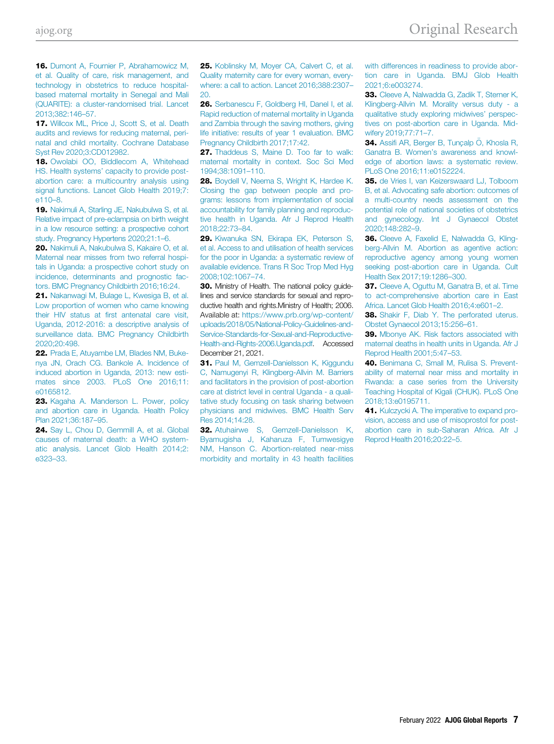16. Dumont A, Fournier P, Abrahamowicz M, et al. Quality of care, risk management, and technology in obstetrics to reduce hospital-based maternal mortality in Senegal and Mali (QUARITE): a cluster-randomised trial. Lancet 2013;382:146–57.

17. Willcox ML, Price J, Scott S, et al. Death audits and reviews for reducing maternal, perinatal and child mortality. Cochrane Database Syst Rev 2020;3:CD012982.

18. Owolabi OO, Biddlecom A, Whitehead HS. Health systems' capacity to provide post-abortion care: a multicountry analysis using signal functions. Lancet Glob Health 2019;7:e110–8.

19. Nakimuli A, Starling JE, Nakubulwa S, et al. Relative impact of pre-eclampsia on birth weight in a low resource setting: a prospective cohort study. Pregnancy Hypertens 2020;21:1–6.

20. Nakimuli A, Nakubulwa S, Kakaire O, et al. Maternal near misses from two referral hospitals in Uganda: a prospective cohort study on incidence, determinants and prognostic factors. BMC Pregnancy Childbirth 2016;16:24.

21. Nakanwagi M, Bulage L, Kwesiga B, et al. Low proportion of women who came knowing their HIV status at first antenatal care visit, Uganda, 2012-2016: a descriptive analysis of surveillance data. BMC Pregnancy Childbirth 2020;20:498.

22. Prada E, Atuyambe LM, Blades NM, Bukenya JN, Orach CG. Bankole A. Incidence of induced abortion in Uganda, 2013: new estimates since 2003. PLoS One 2016;11:e0165812.

23. Kagaha A. Manderson L. Power, policy and abortion care in Uganda. Health Policy Plan 2021;36:187–95.

24. Say L, Chou D, Gemmill A, et al. Global causes of maternal death: a WHO systematic analysis. Lancet Glob Health 2014;2:e323–33.

25. Koblinsky M, Moyer CA, Calvert C, et al. Quality maternity care for every woman, everywhere: a call to action. Lancet 2016;388:2307–20.

26. Serbanescu F, Goldberg HI, Danel I, et al. Rapid reduction of maternal mortality in Uganda and Zambia through the saving mothers, giving life initiative: results of year 1 evaluation. BMC Pregnancy Childbirth 2017;17:42.

27. Thaddeus S, Maine D. Too far to walk: maternal mortality in context. Soc Sci Med 1994;38:1091–110.

28. Boydell V, Neema S, Wright K, Hardee K. Closing the gap between people and programs: lessons from implementation of social accountability for family planning and reproductive health in Uganda. Afr J Reprod Health 2018;22:73–84.

29. Kiwanuka SN, Ekirapa EK, Peterson S, et al. Access to and utilisation of health services for the poor in Uganda: a systematic review of available evidence. Trans R Soc Trop Med Hyg 2008;102:1067–74.

30. Ministry of Health. The national policy guidelines and service standards for sexual and reproductive health and rights.Ministry of Health; 2006. Available at: https://www.prb.org/wp-content/uploads/2018/05/National-Policy-Guidelines-and-Service-Standards-for-Sexual-and-Reproductive-Health-and-Rights-2006.Uganda.pdf. Accessed December 21, 2021.

31. Paul M, Gemzell-Danielsson K, Kiggundu C, Namugenyi R, Klingberg-Allvin M. Barriers and facilitators in the provision of post-abortion care at district level in central Uganda - a qualitative study focusing on task sharing between physicians and midwives. BMC Health Serv Res 2014;14:28.

32. Atuhairwe S, Gemzell-Danielsson K, Byamugisha J, Kaharuza F, Tumwesigye NM, Hanson C. Abortion-related near-miss morbidity and mortality in 43 health facilities with differences in readiness to provide abortion care in Uganda. BMJ Glob Health 2021;6:e003274.

33. Cleeve A, Nalwadda G, Zadik T, Sterner K, Klingberg-Allvin M. Morality versus duty - a qualitative study exploring midwives' perspectives on post-abortion care in Uganda. Midwifery 2019;77:71–7.

34. Assifi AR, Berger B, Tunçalp Ö, Khosla R, Ganatra B. Women's awareness and knowledge of abortion laws: a systematic review. PLoS One 2016;11:e0152224.

35. de Vries I, van Keizerswaard LJ, Tolboom B, et al. Advocating safe abortion: outcomes of a multi-country needs assessment on the potential role of national societies of obstetrics and gynecology. Int J Gynaecol Obstet 2020;148:282–9.

36. Cleeve A, Faxelid E, Nalwadda G, Klingberg-Allvin M. Abortion as agentive action: reproductive agency among young women seeking post-abortion care in Uganda. Cult Health Sex 2017;19:1286–300.

37. Cleeve A, Oguttu M, Ganatra B, et al. Time to act-comprehensive abortion care in East Africa. Lancet Glob Health 2016;4:e601–2.

38. Shakir F, Diab Y. The perforated uterus. Obstet Gynaecol 2013;15:256–61.

39. Mbonye AK. Risk factors associated with maternal deaths in health units in Uganda. Afr J Reprod Health 2001;5:47–53.

40. Benimana C, Small M, Rulisa S. Preventability of maternal near miss and mortality in Rwanda: a case series from the University Teaching Hospital of Kigali (CHUK). PLoS One 2018;13:e0195711.

41. Kulczycki A. The imperative to expand provision, access and use of misoprostol for post-abortion care in sub-Saharan Africa. Afr J Reprod Health 2016;20:22–5.